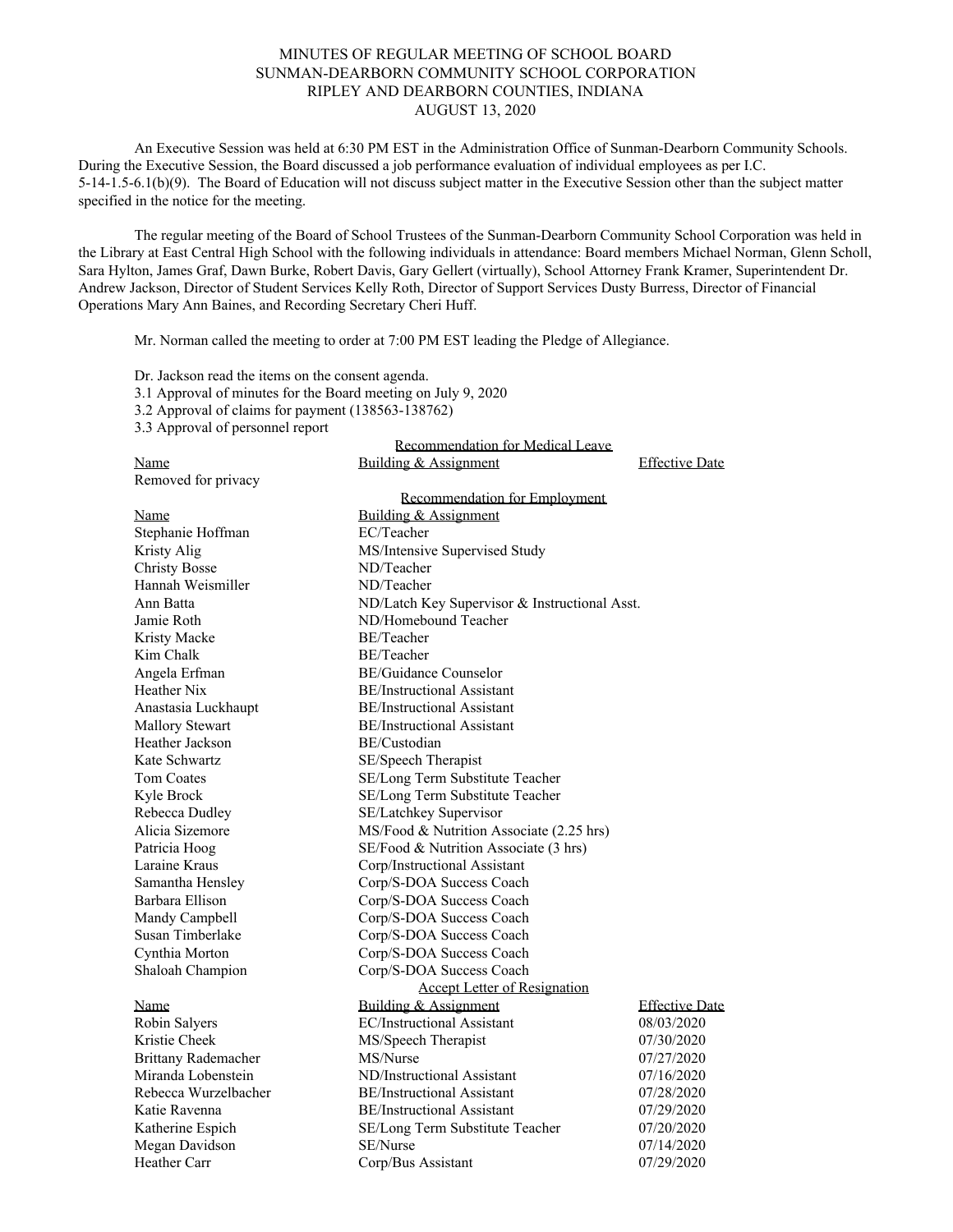MINUTES OF REGULAR MEETING OF SCHOOL BOARD
SUNMAN-DEARBORN COMMUNITY SCHOOL CORPORATION
RIPLEY AND DEARBORN COUNTIES, INDIANA
AUGUST 13, 2020

An Executive Session was held at 6:30 PM EST in the Administration Office of Sunman-Dearborn Community Schools. During the Executive Session, the Board discussed a job performance evaluation of individual employees as per I.C. 5-14-1.5-6.1(b)(9). The Board of Education will not discuss subject matter in the Executive Session other than the subject matter specified in the notice for the meeting.

The regular meeting of the Board of School Trustees of the Sunman-Dearborn Community School Corporation was held in the Library at East Central High School with the following individuals in attendance: Board members Michael Norman, Glenn Scholl, Sara Hylton, James Graf, Dawn Burke, Robert Davis, Gary Gellert (virtually), School Attorney Frank Kramer, Superintendent Dr. Andrew Jackson, Director of Student Services Kelly Roth, Director of Support Services Dusty Burress, Director of Financial Operations Mary Ann Baines, and Recording Secretary Cheri Huff.

Mr. Norman called the meeting to order at 7:00 PM EST leading the Pledge of Allegiance.

Dr. Jackson read the items on the consent agenda.

3.1 Approval of minutes for the Board meeting on July 9, 2020
3.2 Approval of claims for payment (138563-138762)
3.3 Approval of personnel report

Recommendation for Medical Leave

| Name | Building & Assignment | Effective Date |
|---|---|---|
| Removed for privacy | | |

Recommendation for Employment

| Name | Building & Assignment |
|---|---|
| Stephanie Hoffman | EC/Teacher |
| Kristy Alig | MS/Intensive Supervised Study |
| Christy Bosse | ND/Teacher |
| Hannah Weismiller | ND/Teacher |
| Ann Batta | ND/Latch Key Supervisor & Instructional Asst. |
| Jamie Roth | ND/Homebound Teacher |
| Kristy Macke | BE/Teacher |
| Kim Chalk | BE/Teacher |
| Angela Erfman | BE/Guidance Counselor |
| Heather Nix | BE/Instructional Assistant |
| Anastasia Luckhaupt | BE/Instructional Assistant |
| Mallory Stewart | BE/Instructional Assistant |
| Heather Jackson | BE/Custodian |
| Kate Schwartz | SE/Speech Therapist |
| Tom Coates | SE/Long Term Substitute Teacher |
| Kyle Brock | SE/Long Term Substitute Teacher |
| Rebecca Dudley | SE/Latchkey Supervisor |
| Alicia Sizemore | MS/Food & Nutrition Associate (2.25 hrs) |
| Patricia Hoog | SE/Food & Nutrition Associate (3 hrs) |
| Laraine Kraus | Corp/Instructional Assistant |
| Samantha Hensley | Corp/S-DOA Success Coach |
| Barbara Ellison | Corp/S-DOA Success Coach |
| Mandy Campbell | Corp/S-DOA Success Coach |
| Susan Timberlake | Corp/S-DOA Success Coach |
| Cynthia Morton | Corp/S-DOA Success Coach |
| Shaloah Champion | Corp/S-DOA Success Coach |

Accept Letter of Resignation

| Name | Building & Assignment | Effective Date |
|---|---|---|
| Robin Salyers | EC/Instructional Assistant | 08/03/2020 |
| Kristie Cheek | MS/Speech Therapist | 07/30/2020 |
| Brittany Rademacher | MS/Nurse | 07/27/2020 |
| Miranda Lobenstein | ND/Instructional Assistant | 07/16/2020 |
| Rebecca Wurzelbacher | BE/Instructional Assistant | 07/28/2020 |
| Katie Ravenna | BE/Instructional Assistant | 07/29/2020 |
| Katherine Espich | SE/Long Term Substitute Teacher | 07/20/2020 |
| Megan Davidson | SE/Nurse | 07/14/2020 |
| Heather Carr | Corp/Bus Assistant | 07/29/2020 |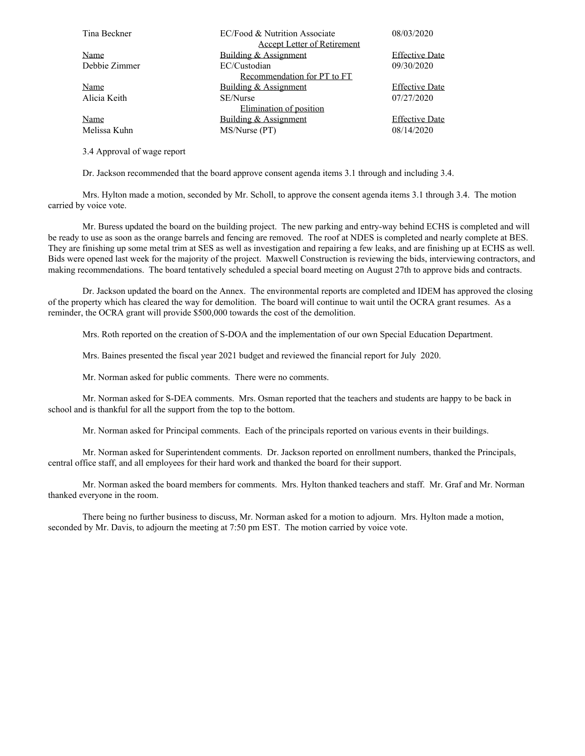| | | |
|---|---|---|
| Tina Beckner | EC/Food & Nutrition Associate | 08/03/2020 |
| | Accept Letter of Retirement | |
| Name | Building & Assignment | Effective Date |
| Debbie Zimmer | EC/Custodian | 09/30/2020 |
| | Recommendation for PT to FT | |
| Name | Building & Assignment | Effective Date |
| Alicia Keith | SE/Nurse | 07/27/2020 |
| | Elimination of position | |
| Name | Building & Assignment | Effective Date |
| Melissa Kuhn | MS/Nurse (PT) | 08/14/2020 |

3.4 Approval of wage report

Dr. Jackson recommended that the board approve consent agenda items 3.1 through and including 3.4.

Mrs. Hylton made a motion, seconded by Mr. Scholl, to approve the consent agenda items 3.1 through 3.4. The motion carried by voice vote.

Mr. Buress updated the board on the building project. The new parking and entry-way behind ECHS is completed and will be ready to use as soon as the orange barrels and fencing are removed. The roof at NDES is completed and nearly complete at BES. They are finishing up some metal trim at SES as well as investigation and repairing a few leaks, and are finishing up at ECHS as well. Bids were opened last week for the majority of the project. Maxwell Construction is reviewing the bids, interviewing contractors, and making recommendations. The board tentatively scheduled a special board meeting on August 27th to approve bids and contracts.

Dr. Jackson updated the board on the Annex. The environmental reports are completed and IDEM has approved the closing of the property which has cleared the way for demolition. The board will continue to wait until the OCRA grant resumes. As a reminder, the OCRA grant will provide $500,000 towards the cost of the demolition.

Mrs. Roth reported on the creation of S-DOA and the implementation of our own Special Education Department.

Mrs. Baines presented the fiscal year 2021 budget and reviewed the financial report for July 2020.

Mr. Norman asked for public comments. There were no comments.

Mr. Norman asked for S-DEA comments. Mrs. Osman reported that the teachers and students are happy to be back in school and is thankful for all the support from the top to the bottom.

Mr. Norman asked for Principal comments. Each of the principals reported on various events in their buildings.

Mr. Norman asked for Superintendent comments. Dr. Jackson reported on enrollment numbers, thanked the Principals, central office staff, and all employees for their hard work and thanked the board for their support.

Mr. Norman asked the board members for comments. Mrs. Hylton thanked teachers and staff. Mr. Graf and Mr. Norman thanked everyone in the room.

There being no further business to discuss, Mr. Norman asked for a motion to adjourn. Mrs. Hylton made a motion, seconded by Mr. Davis, to adjourn the meeting at 7:50 pm EST. The motion carried by voice vote.